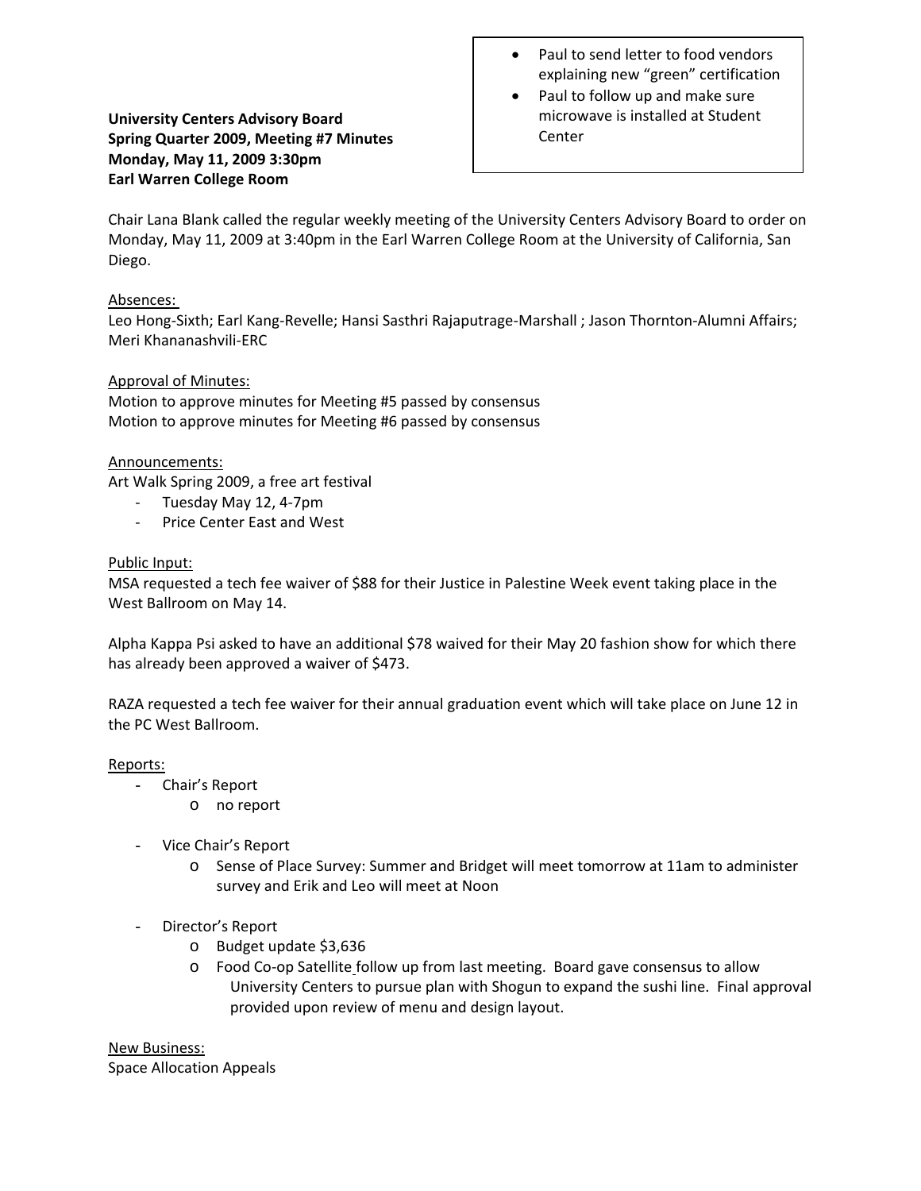- Paul to send letter to food vendors explaining new "green" certification
- Paul to follow up and make sure microwave is installed at Student Center

**University Centers Advisory Board**
**Spring Quarter 2009, Meeting #7 Minutes**
**Monday, May 11, 2009 3:30pm**
**Earl Warren College Room**

Chair Lana Blank called the regular weekly meeting of the University Centers Advisory Board to order on Monday, May 11, 2009 at 3:40pm in the Earl Warren College Room at the University of California, San Diego.

Absences:
Leo Hong-Sixth; Earl Kang-Revelle; Hansi Sasthri Rajaputrage-Marshall ; Jason Thornton-Alumni Affairs; Meri Khananashvili-ERC

Approval of Minutes:
Motion to approve minutes for Meeting #5 passed by consensus
Motion to approve minutes for Meeting #6 passed by consensus

Announcements:
Art Walk Spring 2009, a free art festival

- Tuesday May 12, 4-7pm
- Price Center East and West

Public Input:
MSA requested a tech fee waiver of $88 for their Justice in Palestine Week event taking place in the West Ballroom on May 14.

Alpha Kappa Psi asked to have an additional $78 waived for their May 20 fashion show for which there has already been approved a waiver of $473.

RAZA requested a tech fee waiver for their annual graduation event which will take place on June 12 in the PC West Ballroom.

Reports:

- Chair's Report
  - no report

- Vice Chair's Report
  - Sense of Place Survey: Summer and Bridget will meet tomorrow at 11am to administer survey and Erik and Leo will meet at Noon

- Director's Report
  - Budget update $3,636
  - Food Co-op Satellite follow up from last meeting. Board gave consensus to allow University Centers to pursue plan with Shogun to expand the sushi line. Final approval provided upon review of menu and design layout.

New Business:
Space Allocation Appeals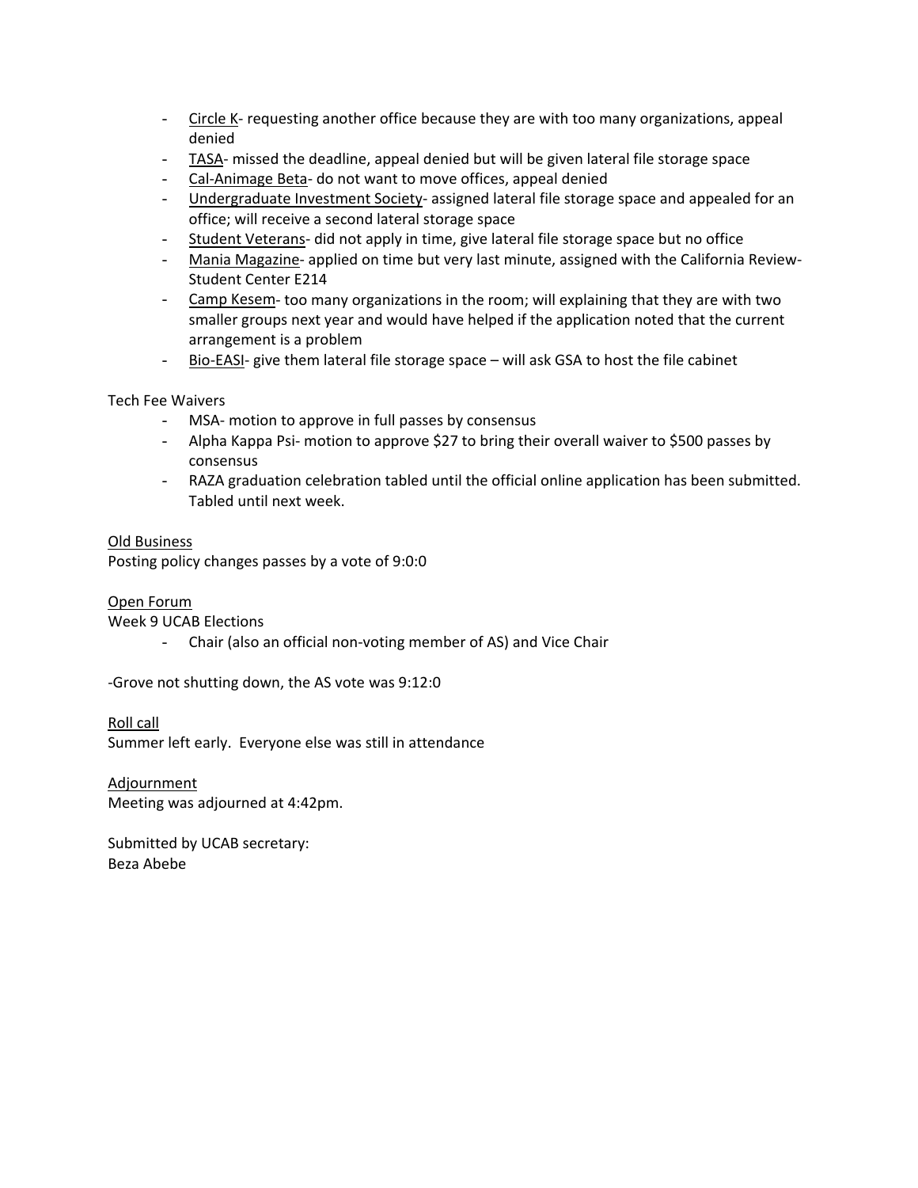- Circle K- requesting another office because they are with too many organizations, appeal denied
- TASA- missed the deadline, appeal denied but will be given lateral file storage space
- Cal-Animage Beta- do not want to move offices, appeal denied
- Undergraduate Investment Society- assigned lateral file storage space and appealed for an office; will receive a second lateral storage space
- Student Veterans- did not apply in time, give lateral file storage space but no office
- Mania Magazine- applied on time but very last minute, assigned with the California Review- Student Center E214
- Camp Kesem- too many organizations in the room; will explaining that they are with two smaller groups next year and would have helped if the application noted that the current arrangement is a problem
- Bio-EASI- give them lateral file storage space – will ask GSA to host the file cabinet

Tech Fee Waivers

- MSA- motion to approve in full passes by consensus
- Alpha Kappa Psi- motion to approve $27 to bring their overall waiver to $500 passes by consensus
- RAZA graduation celebration tabled until the official online application has been submitted. Tabled until next week.

Old Business

Posting policy changes passes by a vote of 9:0:0

Open Forum

Week 9 UCAB Elections

- Chair (also an official non-voting member of AS) and Vice Chair

-Grove not shutting down, the AS vote was 9:12:0

Roll call

Summer left early. Everyone else was still in attendance

Adjournment

Meeting was adjourned at 4:42pm.

Submitted by UCAB secretary:
Beza Abebe